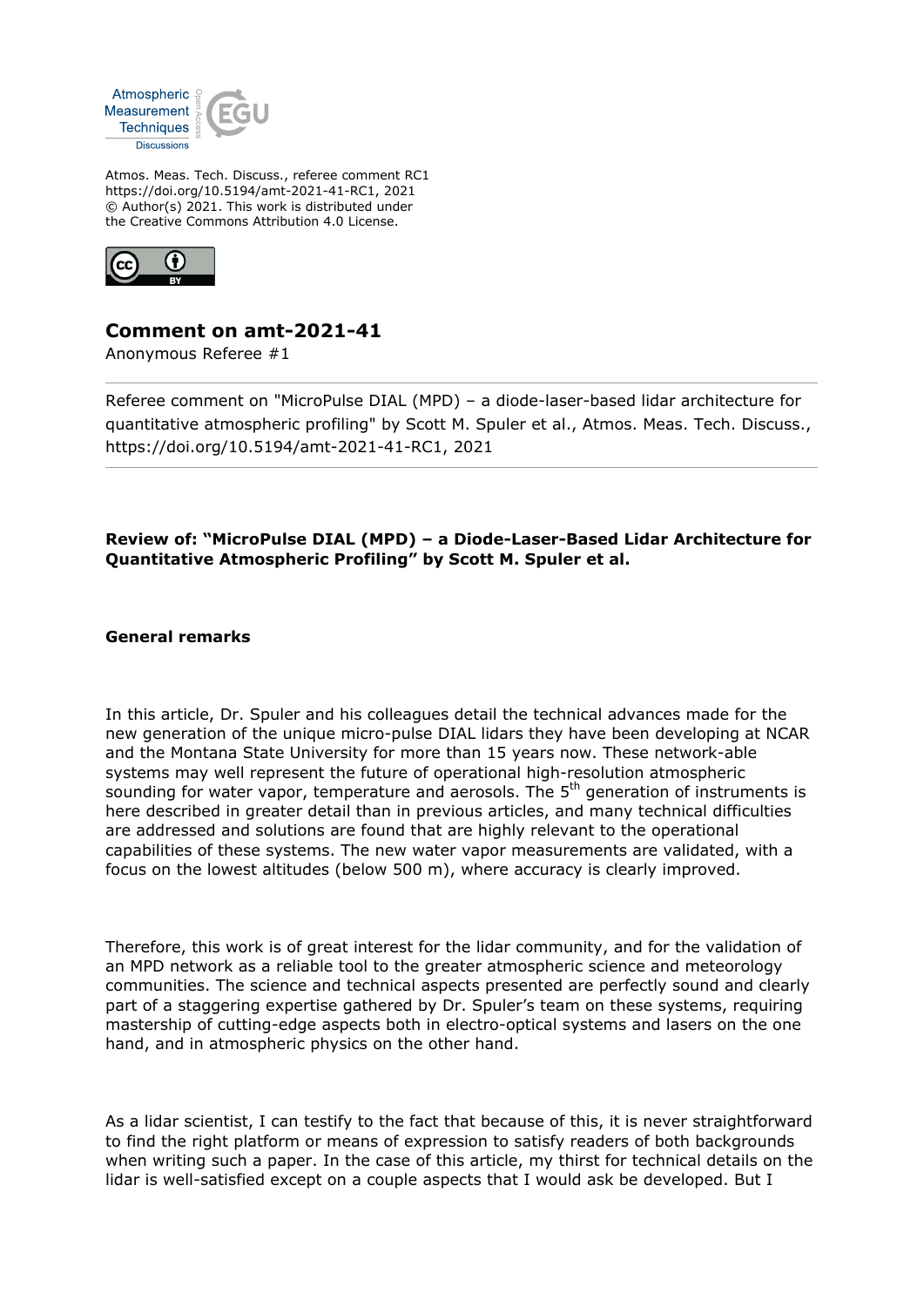Atmos. Meas. Tech. Discuss., referee comment RC1
https://doi.org/10.5194/amt-2021-41-RC1, 2021
© Author(s) 2021. This work is distributed under
the Creative Commons Attribution 4.0 License.

## Comment on amt-2021-41

Anonymous Referee #1

Referee comment on "MicroPulse DIAL (MPD) – a diode-laser-based lidar architecture for quantitative atmospheric profiling" by Scott M. Spuler et al., Atmos. Meas. Tech. Discuss., https://doi.org/10.5194/amt-2021-41-RC1, 2021

**Review of: "MicroPulse DIAL (MPD) – a Diode-Laser-Based Lidar Architecture for Quantitative Atmospheric Profiling" by Scott M. Spuler et al.**

**General remarks**

In this article, Dr. Spuler and his colleagues detail the technical advances made for the new generation of the unique micro-pulse DIAL lidars they have been developing at NCAR and the Montana State University for more than 15 years now. These network-able systems may well represent the future of operational high-resolution atmospheric sounding for water vapor, temperature and aerosols. The 5$^{th}$ generation of instruments is here described in greater detail than in previous articles, and many technical difficulties are addressed and solutions are found that are highly relevant to the operational capabilities of these systems. The new water vapor measurements are validated, with a focus on the lowest altitudes (below 500 m), where accuracy is clearly improved.

Therefore, this work is of great interest for the lidar community, and for the validation of an MPD network as a reliable tool to the greater atmospheric science and meteorology communities. The science and technical aspects presented are perfectly sound and clearly part of a staggering expertise gathered by Dr. Spuler's team on these systems, requiring mastership of cutting-edge aspects both in electro-optical systems and lasers on the one hand, and in atmospheric physics on the other hand.

As a lidar scientist, I can testify to the fact that because of this, it is never straightforward to find the right platform or means of expression to satisfy readers of both backgrounds when writing such a paper. In the case of this article, my thirst for technical details on the lidar is well-satisfied except on a couple aspects that I would ask be developed. But I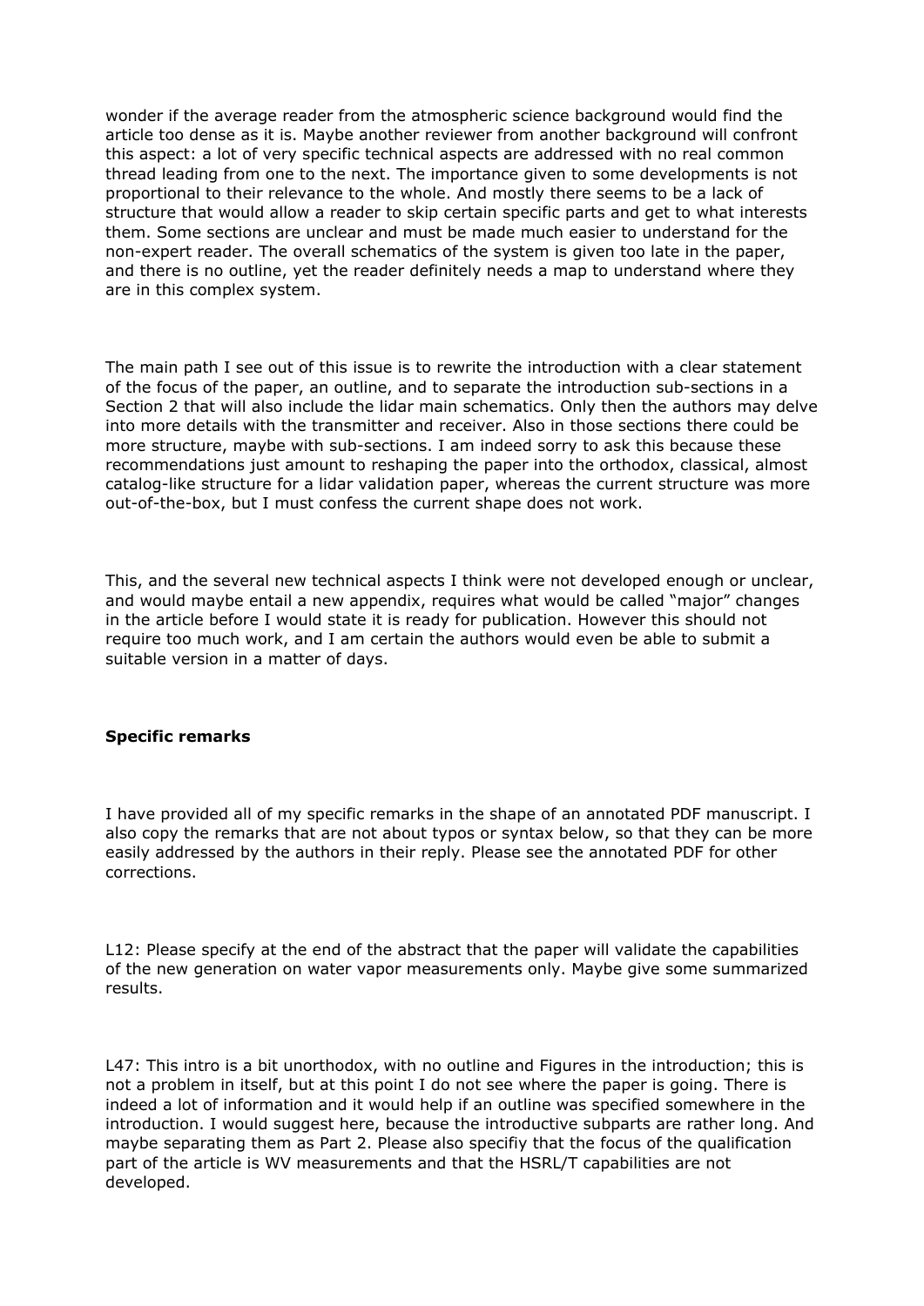wonder if the average reader from the atmospheric science background would find the article too dense as it is. Maybe another reviewer from another background will confront this aspect: a lot of very specific technical aspects are addressed with no real common thread leading from one to the next. The importance given to some developments is not proportional to their relevance to the whole. And mostly there seems to be a lack of structure that would allow a reader to skip certain specific parts and get to what interests them. Some sections are unclear and must be made much easier to understand for the non-expert reader. The overall schematics of the system is given too late in the paper, and there is no outline, yet the reader definitely needs a map to understand where they are in this complex system.

The main path I see out of this issue is to rewrite the introduction with a clear statement of the focus of the paper, an outline, and to separate the introduction sub-sections in a Section 2 that will also include the lidar main schematics. Only then the authors may delve into more details with the transmitter and receiver. Also in those sections there could be more structure, maybe with sub-sections. I am indeed sorry to ask this because these recommendations just amount to reshaping the paper into the orthodox, classical, almost catalog-like structure for a lidar validation paper, whereas the current structure was more out-of-the-box, but I must confess the current shape does not work.

This, and the several new technical aspects I think were not developed enough or unclear, and would maybe entail a new appendix, requires what would be called "major" changes in the article before I would state it is ready for publication. However this should not require too much work, and I am certain the authors would even be able to submit a suitable version in a matter of days.

**Specific remarks**

I have provided all of my specific remarks in the shape of an annotated PDF manuscript. I also copy the remarks that are not about typos or syntax below, so that they can be more easily addressed by the authors in their reply. Please see the annotated PDF for other corrections.

L12: Please specify at the end of the abstract that the paper will validate the capabilities of the new generation on water vapor measurements only. Maybe give some summarized results.

L47: This intro is a bit unorthodox, with no outline and Figures in the introduction; this is not a problem in itself, but at this point I do not see where the paper is going. There is indeed a lot of information and it would help if an outline was specified somewhere in the introduction. I would suggest here, because the introductive subparts are rather long. And maybe separating them as Part 2. Please also specifiy that the focus of the qualification part of the article is WV measurements and that the HSRL/T capabilities are not developed.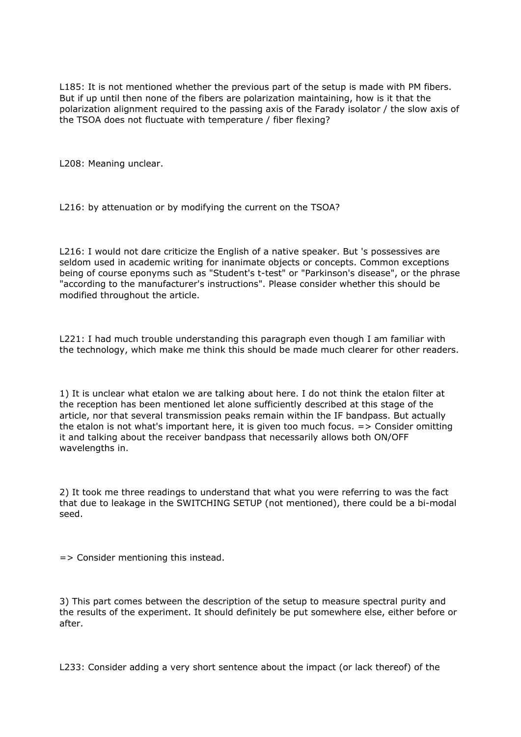L185: It is not mentioned whether the previous part of the setup is made with PM fibers. But if up until then none of the fibers are polarization maintaining, how is it that the polarization alignment required to the passing axis of the Farady isolator / the slow axis of the TSOA does not fluctuate with temperature / fiber flexing?

L208: Meaning unclear.

L216: by attenuation or by modifying the current on the TSOA?

L216: I would not dare criticize the English of a native speaker. But 's possessives are seldom used in academic writing for inanimate objects or concepts. Common exceptions being of course eponyms such as "Student's t-test" or "Parkinson's disease", or the phrase "according to the manufacturer's instructions". Please consider whether this should be modified throughout the article.

L221: I had much trouble understanding this paragraph even though I am familiar with the technology, which make me think this should be made much clearer for other readers.

1) It is unclear what etalon we are talking about here. I do not think the etalon filter at the reception has been mentioned let alone sufficiently described at this stage of the article, nor that several transmission peaks remain within the IF bandpass. But actually the etalon is not what's important here, it is given too much focus. => Consider omitting it and talking about the receiver bandpass that necessarily allows both ON/OFF wavelengths in.

2) It took me three readings to understand that what you were referring to was the fact that due to leakage in the SWITCHING SETUP (not mentioned), there could be a bi-modal seed.

=> Consider mentioning this instead.

3) This part comes between the description of the setup to measure spectral purity and the results of the experiment. It should definitely be put somewhere else, either before or after.

L233: Consider adding a very short sentence about the impact (or lack thereof) of the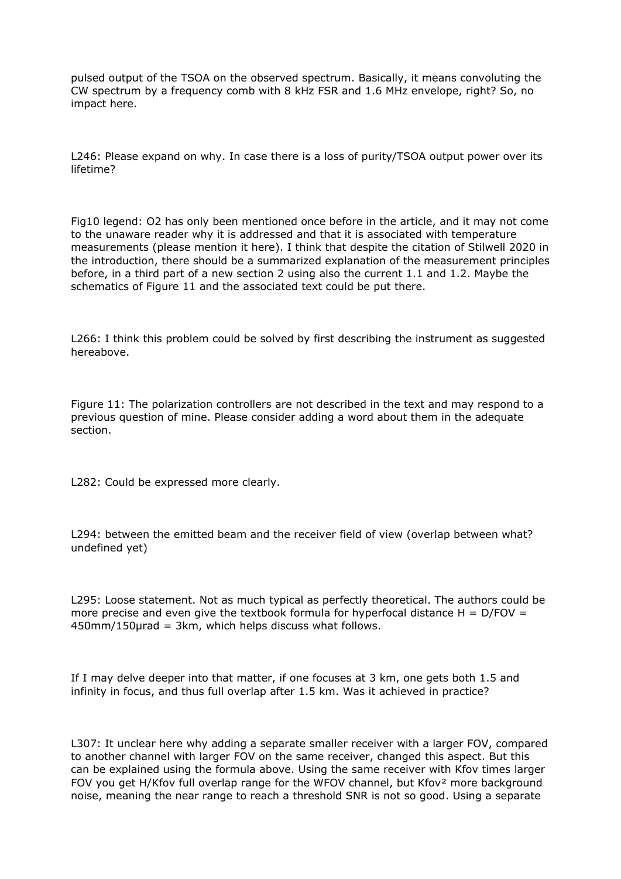pulsed output of the TSOA on the observed spectrum. Basically, it means convoluting the CW spectrum by a frequency comb with 8 kHz FSR and 1.6 MHz envelope, right? So, no impact here.

L246: Please expand on why. In case there is a loss of purity/TSOA output power over its lifetime?

Fig10 legend: O2 has only been mentioned once before in the article, and it may not come to the unaware reader why it is addressed and that it is associated with temperature measurements (please mention it here). I think that despite the citation of Stilwell 2020 in the introduction, there should be a summarized explanation of the measurement principles before, in a third part of a new section 2 using also the current 1.1 and 1.2. Maybe the schematics of Figure 11 and the associated text could be put there.

L266: I think this problem could be solved by first describing the instrument as suggested hereabove.

Figure 11: The polarization controllers are not described in the text and may respond to a previous question of mine. Please consider adding a word about them in the adequate section.

L282: Could be expressed more clearly.

L294: between the emitted beam and the receiver field of view (overlap between what? undefined yet)

L295: Loose statement. Not as much typical as perfectly theoretical. The authors could be more precise and even give the textbook formula for hyperfocal distance $H = D/FOV = 450mm/150\mu rad = 3km$, which helps discuss what follows.

If I may delve deeper into that matter, if one focuses at 3 km, one gets both 1.5 and infinity in focus, and thus full overlap after 1.5 km. Was it achieved in practice?

L307: It unclear here why adding a separate smaller receiver with a larger FOV, compared to another channel with larger FOV on the same receiver, changed this aspect. But this can be explained using the formula above. Using the same receiver with Kfov times larger FOV you get H/Kfov full overlap range for the WFOV channel, but $Kfov^2$ more background noise, meaning the near range to reach a threshold SNR is not so good. Using a separate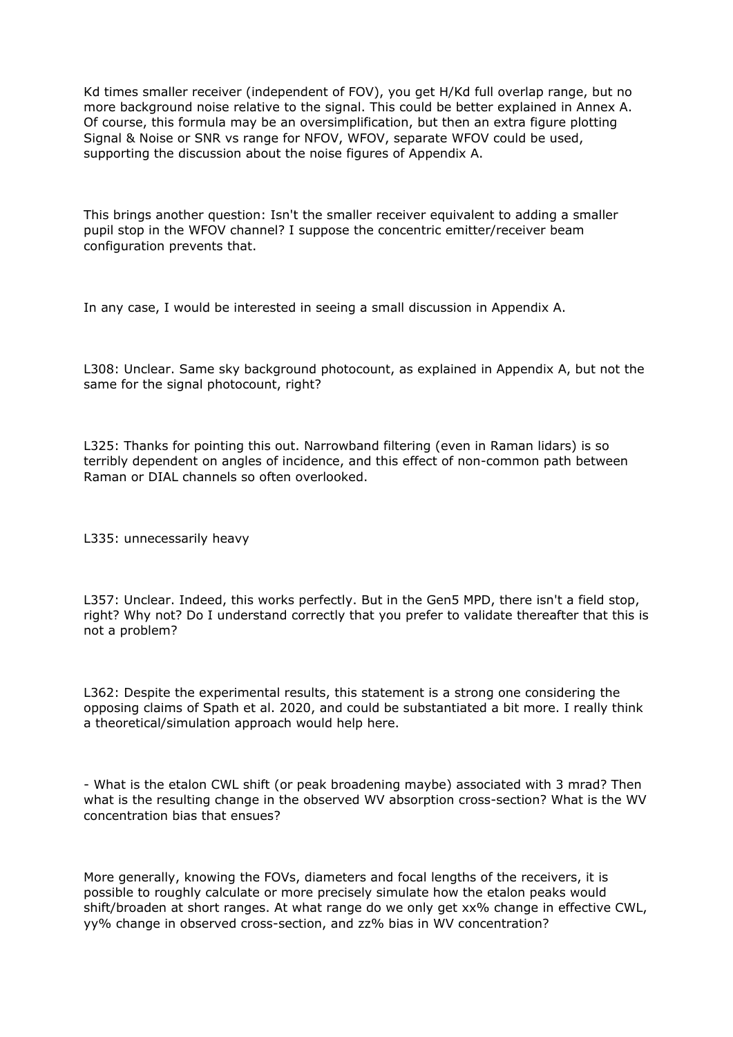Kd times smaller receiver (independent of FOV), you get H/Kd full overlap range, but no more background noise relative to the signal. This could be better explained in Annex A. Of course, this formula may be an oversimplification, but then an extra figure plotting Signal & Noise or SNR vs range for NFOV, WFOV, separate WFOV could be used, supporting the discussion about the noise figures of Appendix A.

This brings another question: Isn't the smaller receiver equivalent to adding a smaller pupil stop in the WFOV channel? I suppose the concentric emitter/receiver beam configuration prevents that.

In any case, I would be interested in seeing a small discussion in Appendix A.

L308: Unclear. Same sky background photocount, as explained in Appendix A, but not the same for the signal photocount, right?

L325: Thanks for pointing this out. Narrowband filtering (even in Raman lidars) is so terribly dependent on angles of incidence, and this effect of non-common path between Raman or DIAL channels so often overlooked.

L335: unnecessarily heavy

L357: Unclear. Indeed, this works perfectly. But in the Gen5 MPD, there isn't a field stop, right? Why not? Do I understand correctly that you prefer to validate thereafter that this is not a problem?

L362: Despite the experimental results, this statement is a strong one considering the opposing claims of Spath et al. 2020, and could be substantiated a bit more. I really think a theoretical/simulation approach would help here.

- What is the etalon CWL shift (or peak broadening maybe) associated with 3 mrad? Then what is the resulting change in the observed WV absorption cross-section? What is the WV concentration bias that ensues?

More generally, knowing the FOVs, diameters and focal lengths of the receivers, it is possible to roughly calculate or more precisely simulate how the etalon peaks would shift/broaden at short ranges. At what range do we only get xx% change in effective CWL, yy% change in observed cross-section, and zz% bias in WV concentration?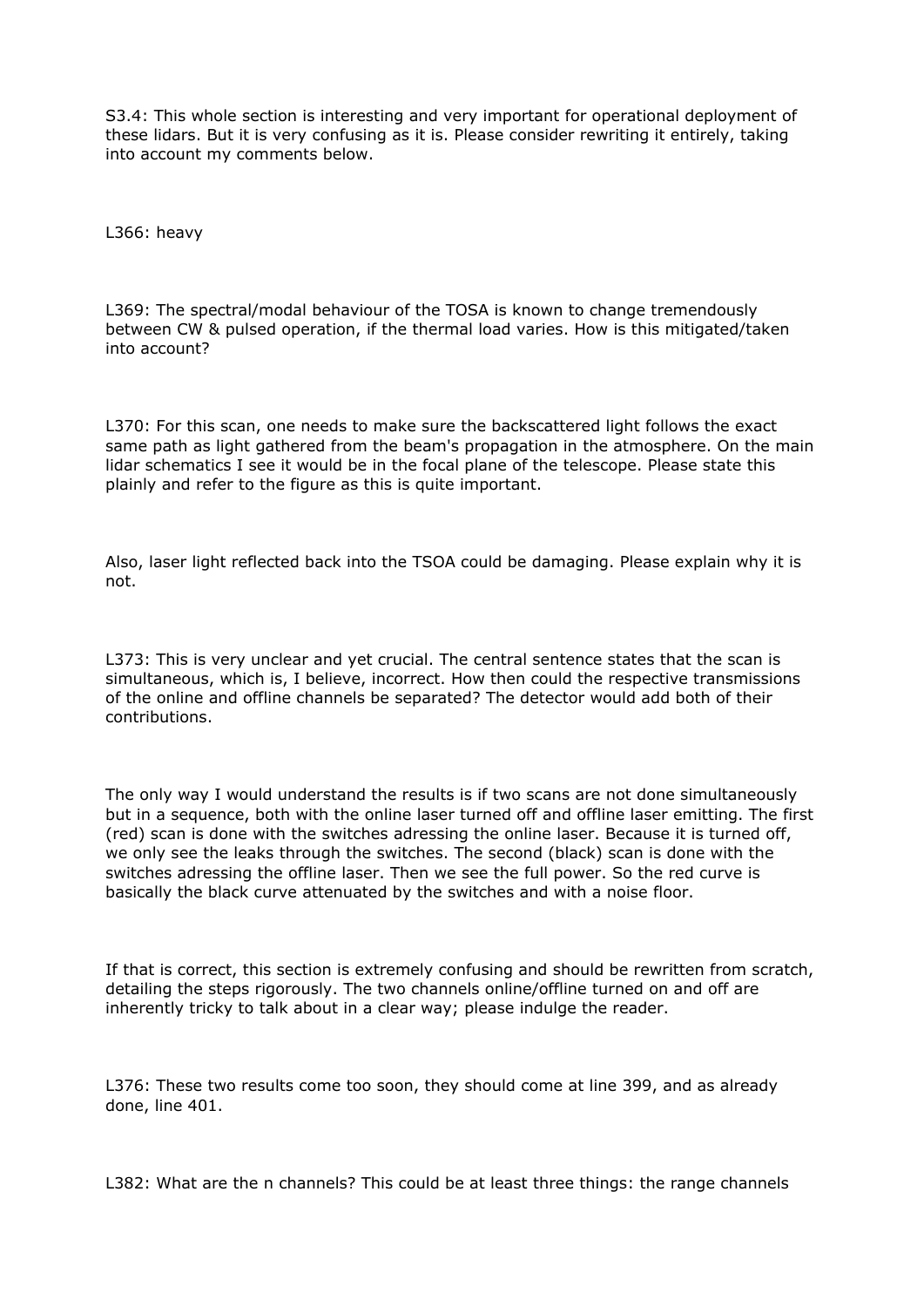S3.4: This whole section is interesting and very important for operational deployment of these lidars. But it is very confusing as it is. Please consider rewriting it entirely, taking into account my comments below.

L366: heavy

L369: The spectral/modal behaviour of the TOSA is known to change tremendously between CW & pulsed operation, if the thermal load varies. How is this mitigated/taken into account?

L370: For this scan, one needs to make sure the backscattered light follows the exact same path as light gathered from the beam's propagation in the atmosphere. On the main lidar schematics I see it would be in the focal plane of the telescope. Please state this plainly and refer to the figure as this is quite important.

Also, laser light reflected back into the TSOA could be damaging. Please explain why it is not.

L373: This is very unclear and yet crucial. The central sentence states that the scan is simultaneous, which is, I believe, incorrect. How then could the respective transmissions of the online and offline channels be separated? The detector would add both of their contributions.

The only way I would understand the results is if two scans are not done simultaneously but in a sequence, both with the online laser turned off and offline laser emitting. The first (red) scan is done with the switches adressing the online laser. Because it is turned off, we only see the leaks through the switches. The second (black) scan is done with the switches adressing the offline laser. Then we see the full power. So the red curve is basically the black curve attenuated by the switches and with a noise floor.

If that is correct, this section is extremely confusing and should be rewritten from scratch, detailing the steps rigorously. The two channels online/offline turned on and off are inherently tricky to talk about in a clear way; please indulge the reader.

L376: These two results come too soon, they should come at line 399, and as already done, line 401.

L382: What are the n channels? This could be at least three things: the range channels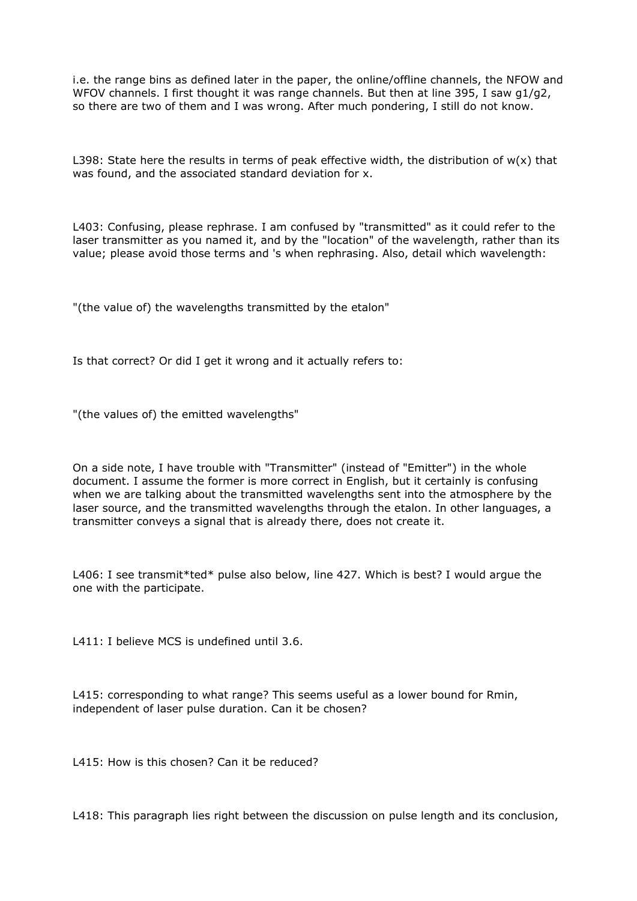i.e. the range bins as defined later in the paper, the online/offline channels, the NFOW and WFOV channels. I first thought it was range channels. But then at line 395, I saw g1/g2, so there are two of them and I was wrong. After much pondering, I still do not know.

L398: State here the results in terms of peak effective width, the distribution of $w(x)$ that was found, and the associated standard deviation for x.

L403: Confusing, please rephrase. I am confused by "transmitted" as it could refer to the laser transmitter as you named it, and by the "location" of the wavelength, rather than its value; please avoid those terms and 's when rephrasing. Also, detail which wavelength:

"(the value of) the wavelengths transmitted by the etalon"

Is that correct? Or did I get it wrong and it actually refers to:

"(the values of) the emitted wavelengths"

On a side note, I have trouble with "Transmitter" (instead of "Emitter") in the whole document. I assume the former is more correct in English, but it certainly is confusing when we are talking about the transmitted wavelengths sent into the atmosphere by the laser source, and the transmitted wavelengths through the etalon. In other languages, a transmitter conveys a signal that is already there, does not create it.

L406: I see transmit*ted* pulse also below, line 427. Which is best? I would argue the one with the participate.

L411: I believe MCS is undefined until 3.6.

L415: corresponding to what range? This seems useful as a lower bound for Rmin, independent of laser pulse duration. Can it be chosen?

L415: How is this chosen? Can it be reduced?

L418: This paragraph lies right between the discussion on pulse length and its conclusion,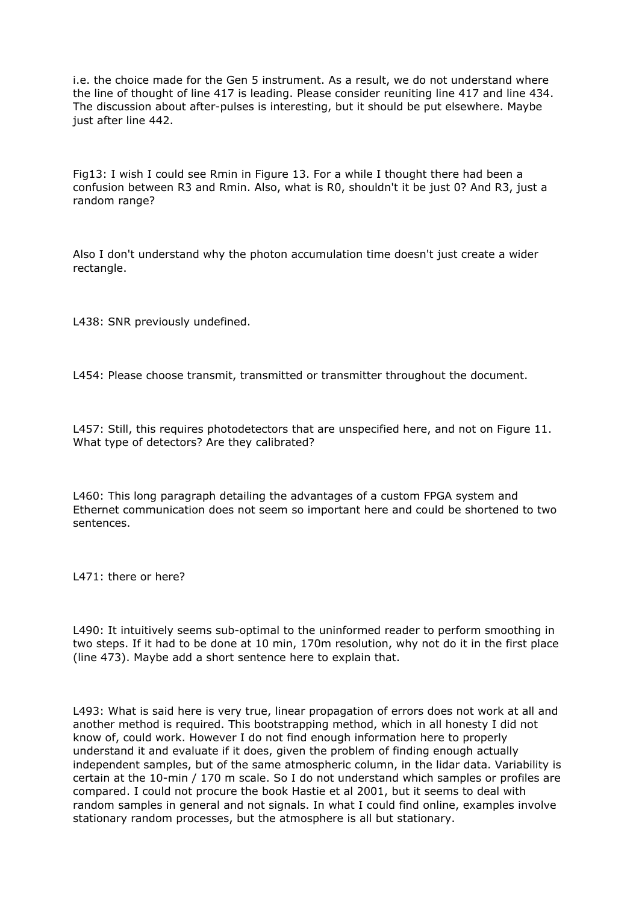i.e. the choice made for the Gen 5 instrument. As a result, we do not understand where the line of thought of line 417 is leading. Please consider reuniting line 417 and line 434. The discussion about after-pulses is interesting, but it should be put elsewhere. Maybe just after line 442.

Fig13: I wish I could see Rmin in Figure 13. For a while I thought there had been a confusion between R3 and Rmin. Also, what is R0, shouldn't it be just 0? And R3, just a random range?

Also I don't understand why the photon accumulation time doesn't just create a wider rectangle.

L438: SNR previously undefined.

L454: Please choose transmit, transmitted or transmitter throughout the document.

L457: Still, this requires photodetectors that are unspecified here, and not on Figure 11. What type of detectors? Are they calibrated?

L460: This long paragraph detailing the advantages of a custom FPGA system and Ethernet communication does not seem so important here and could be shortened to two sentences.

L471: there or here?

L490: It intuitively seems sub-optimal to the uninformed reader to perform smoothing in two steps. If it had to be done at 10 min, 170m resolution, why not do it in the first place (line 473). Maybe add a short sentence here to explain that.

L493: What is said here is very true, linear propagation of errors does not work at all and another method is required. This bootstrapping method, which in all honesty I did not know of, could work. However I do not find enough information here to properly understand it and evaluate if it does, given the problem of finding enough actually independent samples, but of the same atmospheric column, in the lidar data. Variability is certain at the 10-min / 170 m scale. So I do not understand which samples or profiles are compared. I could not procure the book Hastie et al 2001, but it seems to deal with random samples in general and not signals. In what I could find online, examples involve stationary random processes, but the atmosphere is all but stationary.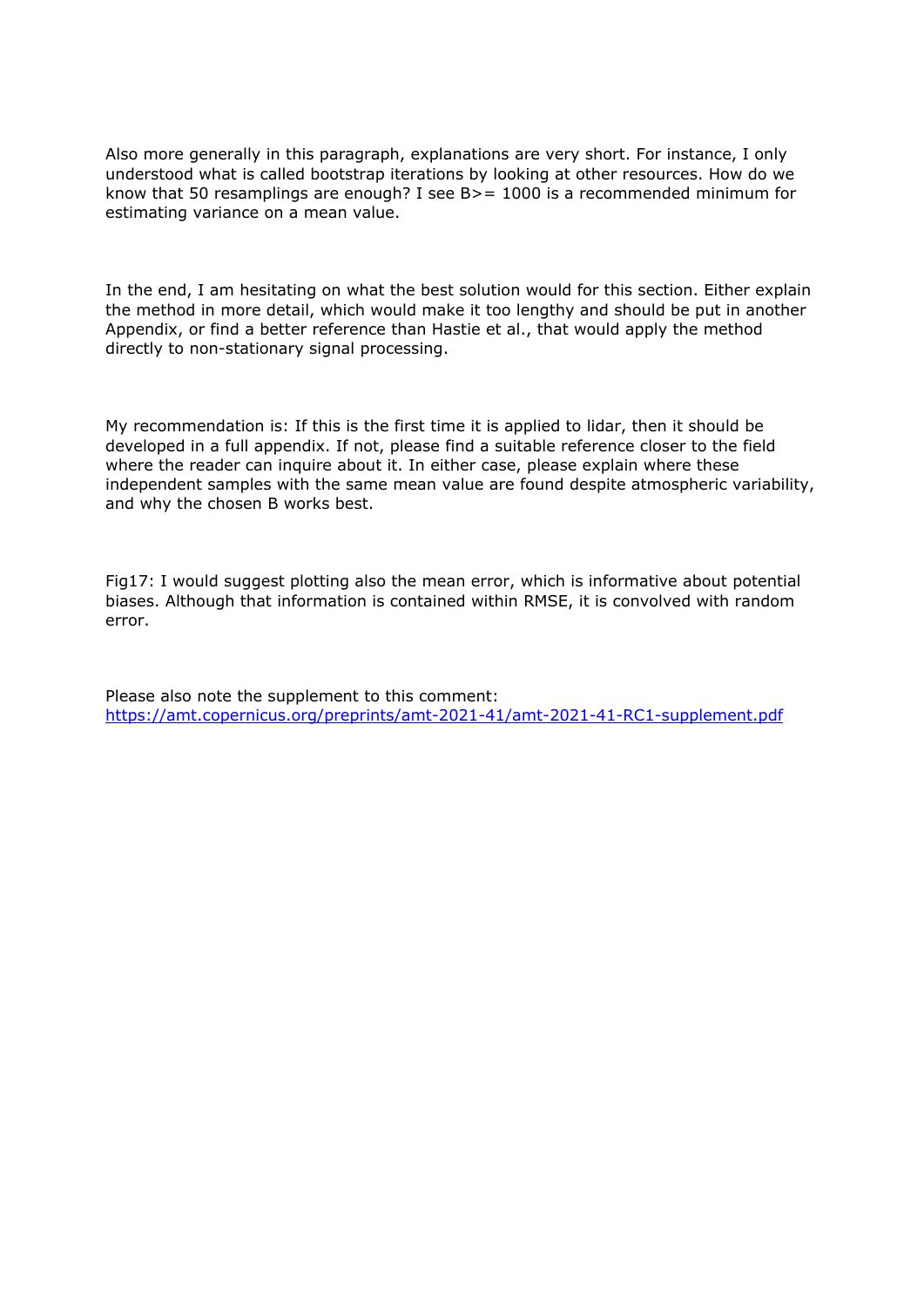Also more generally in this paragraph, explanations are very short. For instance, I only understood what is called bootstrap iterations by looking at other resources. How do we know that 50 resamplings are enough? I see B>= 1000 is a recommended minimum for estimating variance on a mean value.

In the end, I am hesitating on what the best solution would for this section. Either explain the method in more detail, which would make it too lengthy and should be put in another Appendix, or find a better reference than Hastie et al., that would apply the method directly to non-stationary signal processing.

My recommendation is: If this is the first time it is applied to lidar, then it should be developed in a full appendix. If not, please find a suitable reference closer to the field where the reader can inquire about it. In either case, please explain where these independent samples with the same mean value are found despite atmospheric variability, and why the chosen B works best.

Fig17: I would suggest plotting also the mean error, which is informative about potential biases. Although that information is contained within RMSE, it is convolved with random error.

Please also note the supplement to this comment:
[https://amt.copernicus.org/preprints/amt-2021-41/amt-2021-41-RC1-supplement.pdf](https://amt.copernicus.org/preprints/amt-2021-41/amt-2021-41-RC1-supplement.pdf)